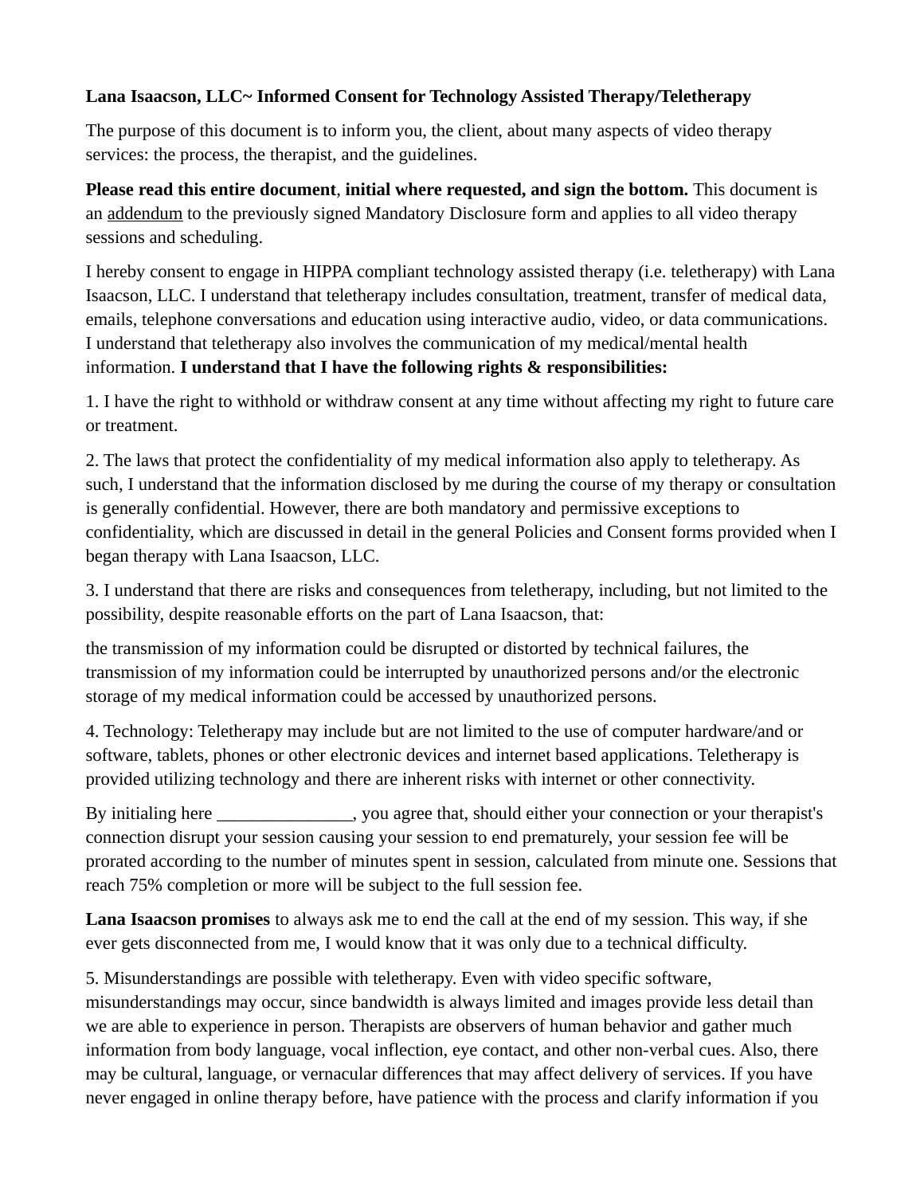**Lana Isaacson, LLC~ Informed Consent for Technology Assisted Therapy/Teletherapy**

The purpose of this document is to inform you, the client, about many aspects of video therapy services: the process, the therapist, and the guidelines.

**Please read this entire document**, **initial where requested, and sign the bottom.** This document is an addendum to the previously signed Mandatory Disclosure form and applies to all video therapy sessions and scheduling.

I hereby consent to engage in HIPPA compliant technology assisted therapy (i.e. teletherapy) with Lana Isaacson, LLC. I understand that teletherapy includes consultation, treatment, transfer of medical data, emails, telephone conversations and education using interactive audio, video, or data communications. I understand that teletherapy also involves the communication of my medical/mental health information. **I understand that I have the following rights & responsibilities:**

1. I have the right to withhold or withdraw consent at any time without affecting my right to future care or treatment.

2. The laws that protect the confidentiality of my medical information also apply to teletherapy. As such, I understand that the information disclosed by me during the course of my therapy or consultation is generally confidential. However, there are both mandatory and permissive exceptions to confidentiality, which are discussed in detail in the general Policies and Consent forms provided when I began therapy with Lana Isaacson, LLC.

3. I understand that there are risks and consequences from teletherapy, including, but not limited to the possibility, despite reasonable efforts on the part of Lana Isaacson, that:

the transmission of my information could be disrupted or distorted by technical failures, the transmission of my information could be interrupted by unauthorized persons and/or the electronic storage of my medical information could be accessed by unauthorized persons.

4. Technology: Teletherapy may include but are not limited to the use of computer hardware/and or software, tablets, phones or other electronic devices and internet based applications. Teletherapy is provided utilizing technology and there are inherent risks with internet or other connectivity.

By initialing here _______________, you agree that, should either your connection or your therapist's connection disrupt your session causing your session to end prematurely, your session fee will be prorated according to the number of minutes spent in session, calculated from minute one. Sessions that reach 75% completion or more will be subject to the full session fee.

**Lana Isaacson promises** to always ask me to end the call at the end of my session. This way, if she ever gets disconnected from me, I would know that it was only due to a technical difficulty.

5. Misunderstandings are possible with teletherapy. Even with video specific software, misunderstandings may occur, since bandwidth is always limited and images provide less detail than we are able to experience in person. Therapists are observers of human behavior and gather much information from body language, vocal inflection, eye contact, and other non-verbal cues. Also, there may be cultural, language, or vernacular differences that may affect delivery of services. If you have never engaged in online therapy before, have patience with the process and clarify information if you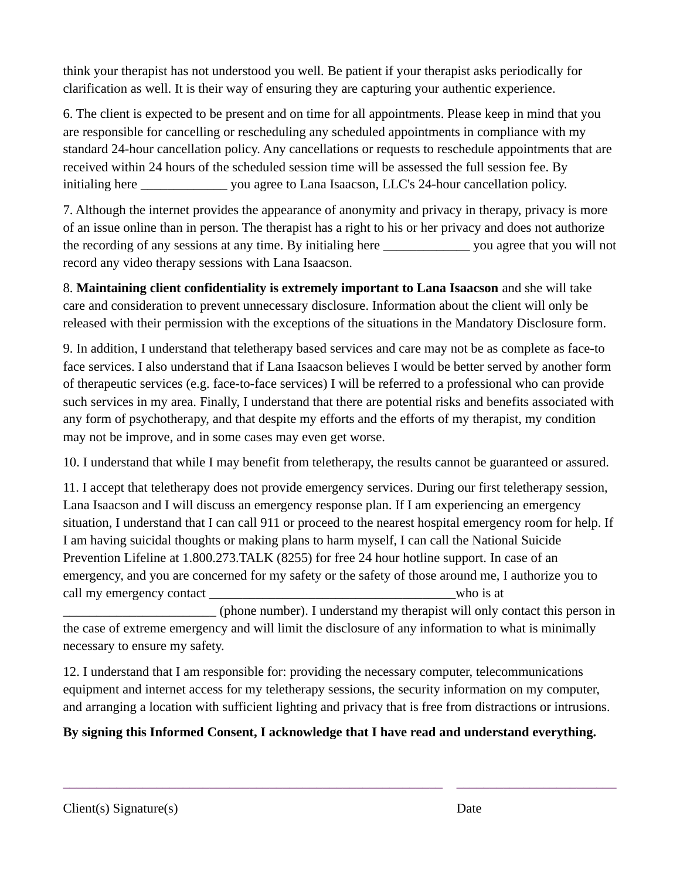think your therapist has not understood you well. Be patient if your therapist asks periodically for clarification as well. It is their way of ensuring they are capturing your authentic experience.

6. The client is expected to be present and on time for all appointments. Please keep in mind that you are responsible for cancelling or rescheduling any scheduled appointments in compliance with my standard 24-hour cancellation policy. Any cancellations or requests to reschedule appointments that are received within 24 hours of the scheduled session time will be assessed the full session fee. By initialing here _____________ you agree to Lana Isaacson, LLC's 24-hour cancellation policy.

7. Although the internet provides the appearance of anonymity and privacy in therapy, privacy is more of an issue online than in person. The therapist has a right to his or her privacy and does not authorize the recording of any sessions at any time. By initialing here _____________ you agree that you will not record any video therapy sessions with Lana Isaacson.

8. **Maintaining client confidentiality is extremely important to Lana Isaacson** and she will take care and consideration to prevent unnecessary disclosure. Information about the client will only be released with their permission with the exceptions of the situations in the Mandatory Disclosure form.

9. In addition, I understand that teletherapy based services and care may not be as complete as face-to face services. I also understand that if Lana Isaacson believes I would be better served by another form of therapeutic services (e.g. face-to-face services) I will be referred to a professional who can provide such services in my area. Finally, I understand that there are potential risks and benefits associated with any form of psychotherapy, and that despite my efforts and the efforts of my therapist, my condition may not be improve, and in some cases may even get worse.

10. I understand that while I may benefit from teletherapy, the results cannot be guaranteed or assured.

11. I accept that teletherapy does not provide emergency services. During our first teletherapy session, Lana Isaacson and I will discuss an emergency response plan. If I am experiencing an emergency situation, I understand that I can call 911 or proceed to the nearest hospital emergency room for help. If I am having suicidal thoughts or making plans to harm myself, I can call the National Suicide Prevention Lifeline at 1.800.273.TALK (8255) for free 24 hour hotline support. In case of an emergency, and you are concerned for my safety or the safety of those around me, I authorize you to call my emergency contact _____________________________________who is at _______________________ (phone number). I understand my therapist will only contact this person in the case of extreme emergency and will limit the disclosure of any information to what is minimally necessary to ensure my safety.

12. I understand that I am responsible for: providing the necessary computer, telecommunications equipment and internet access for my teletherapy sessions, the security information on my computer, and arranging a location with sufficient lighting and privacy that is free from distractions or intrusions.

**By signing this Informed Consent, I acknowledge that I have read and understand everything.**

__________________________________________________________ ________________________

Client(s) Signature(s) Date